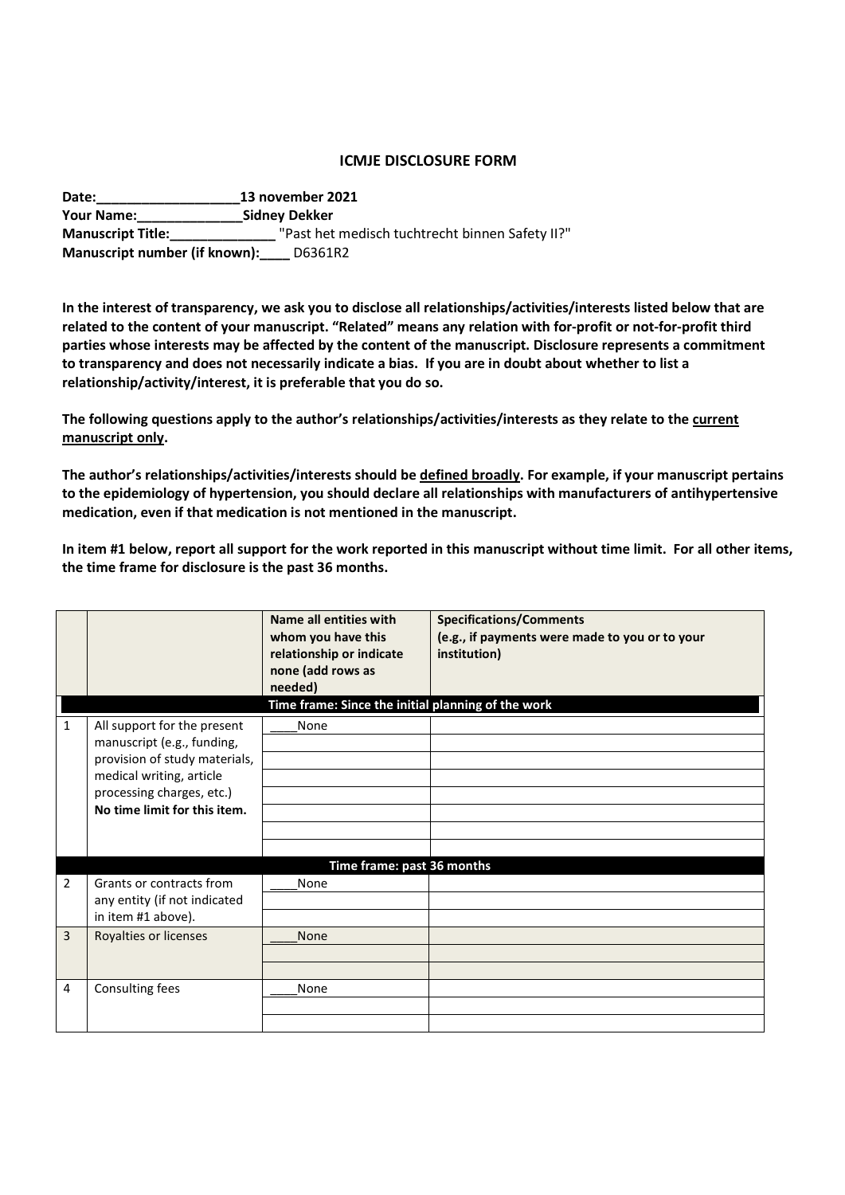# ICMJE DISCLOSURE FORM

**Date:___________________13 november 2021**
**Your Name:______________Sidney Dekker**
**Manuscript Title:______________** "Past het medisch tuchtrecht binnen Safety II?"
**Manuscript number (if known):____** D6361R2

**In the interest of transparency, we ask you to disclose all relationships/activities/interests listed below that are related to the content of your manuscript. "Related" means any relation with for-profit or not-for-profit third parties whose interests may be affected by the content of the manuscript. Disclosure represents a commitment to transparency and does not necessarily indicate a bias. If you are in doubt about whether to list a relationship/activity/interest, it is preferable that you do so.**

**The following questions apply to the author's relationships/activities/interests as they relate to the current manuscript only.**

**The author's relationships/activities/interests should be defined broadly. For example, if your manuscript pertains to the epidemiology of hypertension, you should declare all relationships with manufacturers of antihypertensive medication, even if that medication is not mentioned in the manuscript.**

**In item #1 below, report all support for the work reported in this manuscript without time limit. For all other items, the time frame for disclosure is the past 36 months.**

| | | **Name all entities with whom you have this relationship or indicate none (add rows as needed)** | **Specifications/Comments (e.g., if payments were made to you or to your institution)** |
|---|---|---|---|
| | | **Time frame: Since the initial planning of the work** | |
| 1 | All support for the present manuscript (e.g., funding, provision of study materials, medical writing, article processing charges, etc.) **No time limit for this item.** | ____None | |
| | | | |
| | | | |
| | | | |
| | | | |
| | | | |
| | | | |
| | | | |
| | | **Time frame: past 36 months** | |
| 2 | Grants or contracts from any entity (if not indicated in item #1 above). | ____None | |
| | | | |
| | | | |
| 3 | Royalties or licenses | ____None | |
| | | | |
| | | | |
| 4 | Consulting fees | ____None | |
| | | | |
| | | | |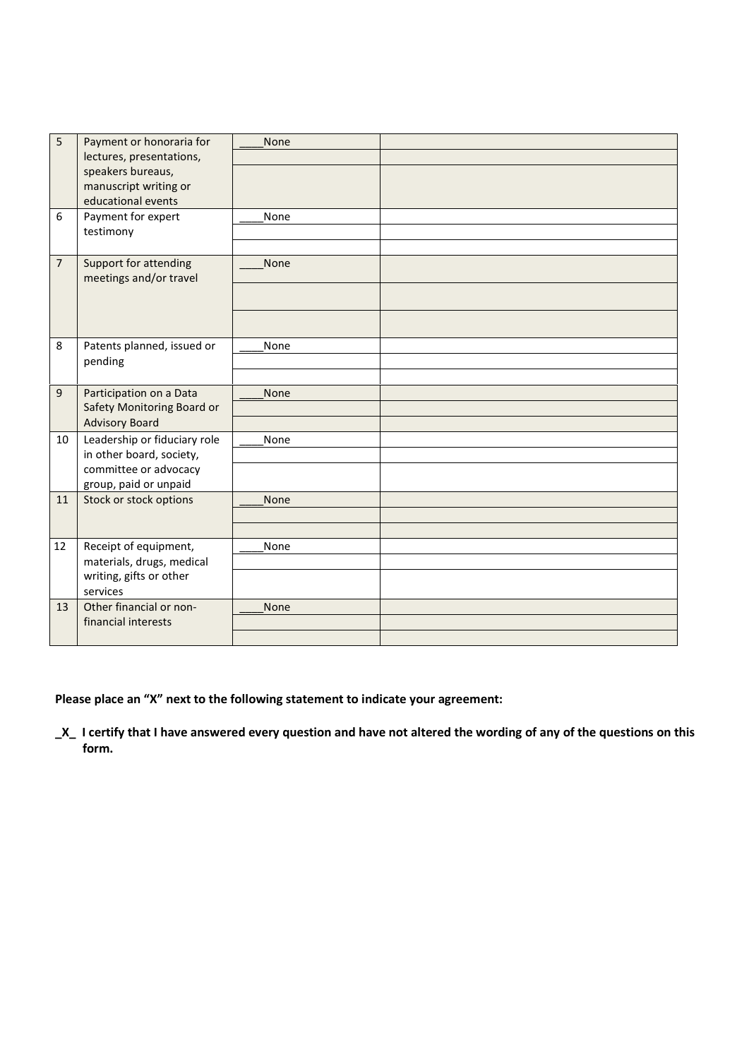| | | | |
|---|---|---|---|
| 5 | Payment or honoraria for lectures, presentations, speakers bureaus, manuscript writing or educational events | ____None | |
| | | | |
| | | | |
| 6 | Payment for expert testimony | ____None | |
| | | | |
| | | | |
| 7 | Support for attending meetings and/or travel | ____None | |
| | | | |
| | | | |
| 8 | Patents planned, issued or pending | ____None | |
| | | | |
| | | | |
| 9 | Participation on a Data Safety Monitoring Board or Advisory Board | ____None | |
| | | | |
| | | | |
| 10 | Leadership or fiduciary role in other board, society, committee or advocacy group, paid or unpaid | ____None | |
| | | | |
| | | | |
| 11 | Stock or stock options | ____None | |
| | | | |
| | | | |
| 12 | Receipt of equipment, materials, drugs, medical writing, gifts or other services | ____None | |
| | | | |
| | | | |
| 13 | Other financial or non-financial interests | ____None | |
| | | | |
| | | | |

**Please place an "X" next to the following statement to indicate your agreement:**

**_X_ I certify that I have answered every question and have not altered the wording of any of the questions on this form.**